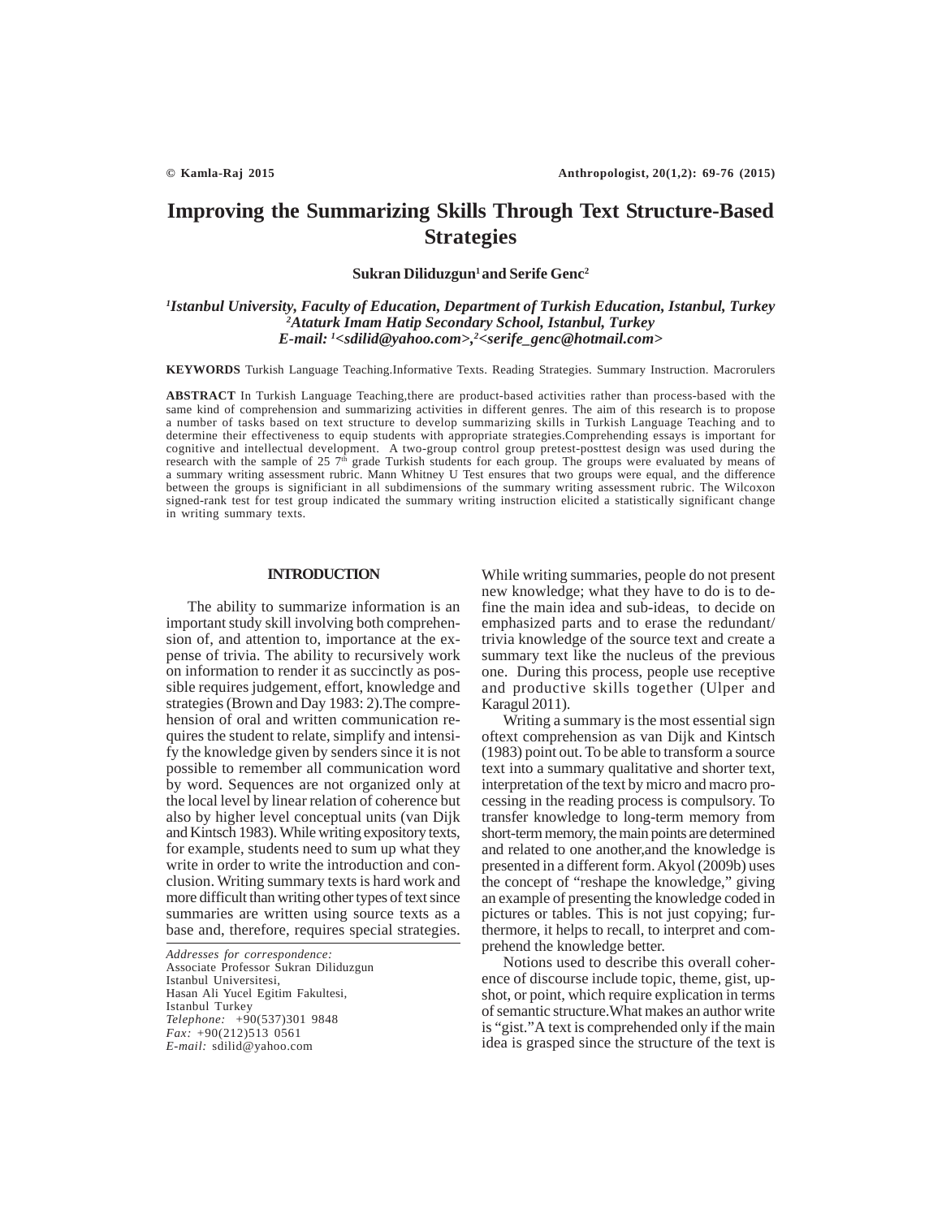# Improving the Summarizing Skills Through Text Structure-Based Strategies

**Sukran Diliduzgun[1] and Serife Genc[2]**

*[1]Istanbul University, Faculty of Education, Department of Turkish Education, Istanbul, Turkey*
*[2]Ataturk Imam Hatip Secondary School, Istanbul, Turkey*
*E-mail: [1]<sdilid@yahoo.com>,[2]<serife_genc@hotmail.com>*

**KEYWORDS** Turkish Language Teaching.Informative Texts. Reading Strategies. Summary Instruction. Macrorulers

**ABSTRACT** In Turkish Language Teaching,there are product-based activities rather than process-based with the same kind of comprehension and summarizing activities in different genres. The aim of this research is to propose a number of tasks based on text structure to develop summarizing skills in Turkish Language Teaching and to determine their effectiveness to equip students with appropriate strategies.Comprehending essays is important for cognitive and intellectual development. A two-group control group pretest-posttest design was used during the research with the sample of 25 7th grade Turkish students for each group. The groups were evaluated by means of a summary writing assessment rubric. Mann Whitney U Test ensures that two groups were equal, and the difference between the groups is significiant in all subdimensions of the summary writing assessment rubric. The Wilcoxon signed-rank test for test group indicated the summary writing instruction elicited a statistically significant change in writing summary texts.

## INTRODUCTION

The ability to summarize information is an important study skill involving both comprehension of, and attention to, importance at the expense of trivia. The ability to recursively work on information to render it as succinctly as possible requires judgement, effort, knowledge and strategies (Brown and Day 1983: 2).The comprehension of oral and written communication requires the student to relate, simplify and intensify the knowledge given by senders since it is not possible to remember all communication word by word. Sequences are not organized only at the local level by linear relation of coherence but also by higher level conceptual units (van Dijk and Kintsch 1983). While writing expository texts, for example, students need to sum up what they write in order to write the introduction and conclusion. Writing summary texts is hard work and more difficult than writing other types of text since summaries are written using source texts as a base and, therefore, requires special strategies.

*Addresses for correspondence:*
Associate Professor Sukran Diliduzgun
Istanbul Universitesi,
Hasan Ali Yucel Egitim Fakultesi,
Istanbul Turkey
*Telephone:* +90(537)301 9848
*Fax:* +90(212)513 0561
*E-mail:* sdilid@yahoo.com

While writing summaries, people do not present new knowledge; what they have to do is to define the main idea and sub-ideas, to decide on emphasized parts and to erase the redundant/ trivia knowledge of the source text and create a summary text like the nucleus of the previous one. During this process, people use receptive and productive skills together (Ulper and Karagul 2011).

Writing a summary is the most essential sign oftext comprehension as van Dijk and Kintsch (1983) point out. To be able to transform a source text into a summary qualitative and shorter text, interpretation of the text by micro and macro processing in the reading process is compulsory. To transfer knowledge to long-term memory from short-term memory, the main points are determined and related to one another,and the knowledge is presented in a different form. Akyol (2009b) uses the concept of "reshape the knowledge," giving an example of presenting the knowledge coded in pictures or tables. This is not just copying; furthermore, it helps to recall, to interpret and comprehend the knowledge better.

Notions used to describe this overall coherence of discourse include topic, theme, gist, upshot, or point, which require explication in terms of semantic structure.What makes an author write is "gist."A text is comprehended only if the main idea is grasped since the structure of the text is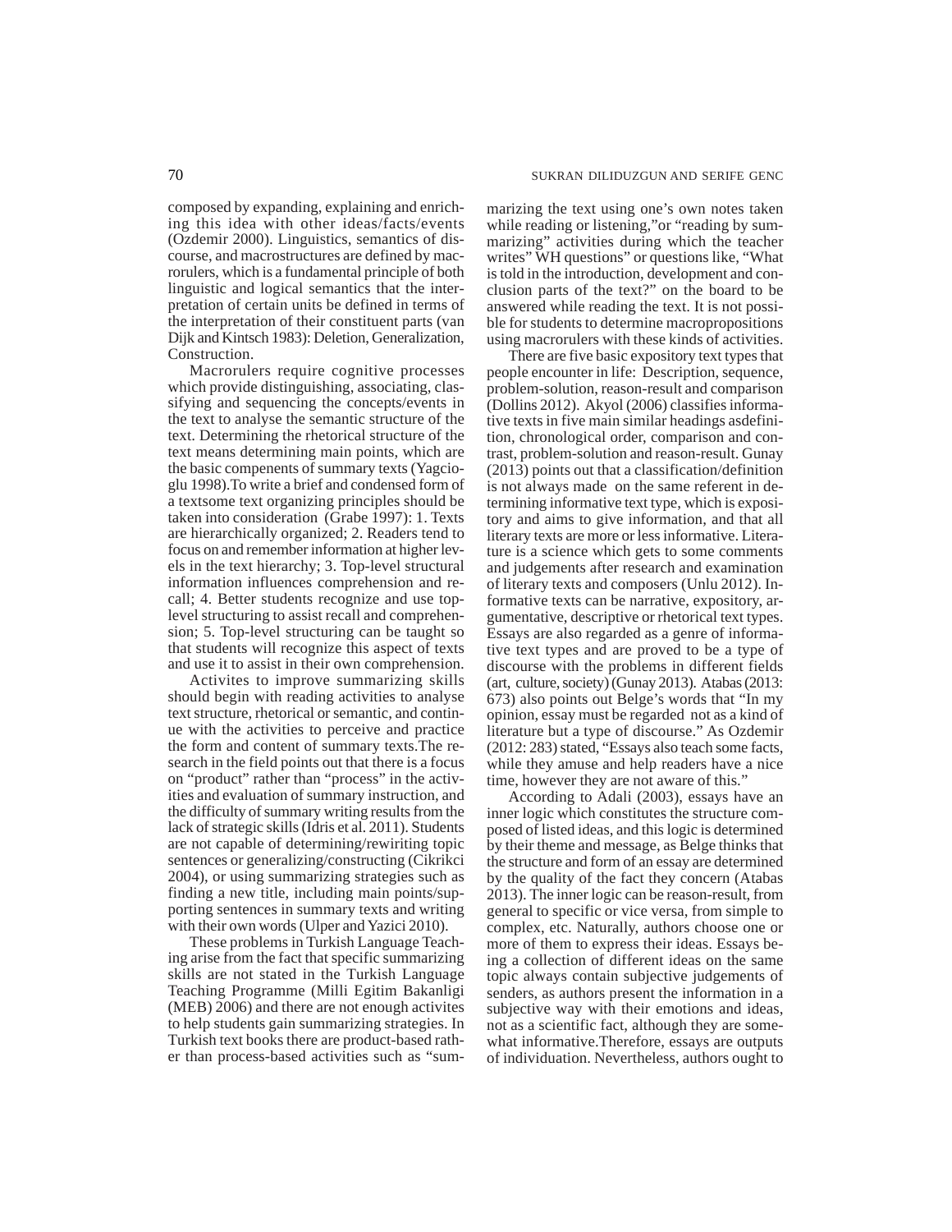composed by expanding, explaining and enriching this idea with other ideas/facts/events (Ozdemir 2000). Linguistics, semantics of discourse, and macrostructures are defined by macrorulers, which is a fundamental principle of both linguistic and logical semantics that the interpretation of certain units be defined in terms of the interpretation of their constituent parts (van Dijk and Kintsch 1983): Deletion, Generalization, Construction.

Macrorulers require cognitive processes which provide distinguishing, associating, classifying and sequencing the concepts/events in the text to analyse the semantic structure of the text. Determining the rhetorical structure of the text means determining main points, which are the basic compenents of summary texts (Yagcioglu 1998).To write a brief and condensed form of a textsome text organizing principles should be taken into consideration (Grabe 1997): 1. Texts are hierarchically organized; 2. Readers tend to focus on and remember information at higher levels in the text hierarchy; 3. Top-level structural information influences comprehension and recall; 4. Better students recognize and use top-level structuring to assist recall and comprehension; 5. Top-level structuring can be taught so that students will recognize this aspect of texts and use it to assist in their own comprehension.

Activites to improve summarizing skills should begin with reading activities to analyse text structure, rhetorical or semantic, and continue with the activities to perceive and practice the form and content of summary texts.The research in the field points out that there is a focus on "product" rather than "process" in the activities and evaluation of summary instruction, and the difficulty of summary writing results from the lack of strategic skills (Idris et al. 2011). Students are not capable of determining/rewiriting topic sentences or generalizing/constructing (Cikrikci 2004), or using summarizing strategies such as finding a new title, including main points/supporting sentences in summary texts and writing with their own words (Ulper and Yazici 2010).

These problems in Turkish Language Teaching arise from the fact that specific summarizing skills are not stated in the Turkish Language Teaching Programme (Milli Egitim Bakanligi (MEB) 2006) and there are not enough activites to help students gain summarizing strategies. In Turkish text books there are product-based rather than process-based activities such as "summarizing the text using one's own notes taken while reading or listening,"or "reading by summarizing" activities during which the teacher writes" WH questions" or questions like, "What is told in the introduction, development and conclusion parts of the text?" on the board to be answered while reading the text. It is not possible for students to determine macropropositions using macrorulers with these kinds of activities.

There are five basic expository text types that people encounter in life: Description, sequence, problem-solution, reason-result and comparison (Dollins 2012). Akyol (2006) classifies informative texts in five main similar headings asdefinition, chronological order, comparison and contrast, problem-solution and reason-result. Gunay (2013) points out that a classification/definition is not always made on the same referent in determining informative text type, which is expository and aims to give information, and that all literary texts are more or less informative. Literature is a science which gets to some comments and judgements after research and examination of literary texts and composers (Unlu 2012). Informative texts can be narrative, expository, argumentative, descriptive or rhetorical text types. Essays are also regarded as a genre of informative text types and are proved to be a type of discourse with the problems in different fields (art, culture, society) (Gunay 2013). Atabas (2013: 673) also points out Belge's words that "In my opinion, essay must be regarded not as a kind of literature but a type of discourse." As Ozdemir (2012: 283) stated, "Essays also teach some facts, while they amuse and help readers have a nice time, however they are not aware of this."

According to Adali (2003), essays have an inner logic which constitutes the structure composed of listed ideas, and this logic is determined by their theme and message, as Belge thinks that the structure and form of an essay are determined by the quality of the fact they concern (Atabas 2013). The inner logic can be reason-result, from general to specific or vice versa, from simple to complex, etc. Naturally, authors choose one or more of them to express their ideas. Essays being a collection of different ideas on the same topic always contain subjective judgements of senders, as authors present the information in a subjective way with their emotions and ideas, not as a scientific fact, although they are somewhat informative.Therefore, essays are outputs of individuation. Nevertheless, authors ought to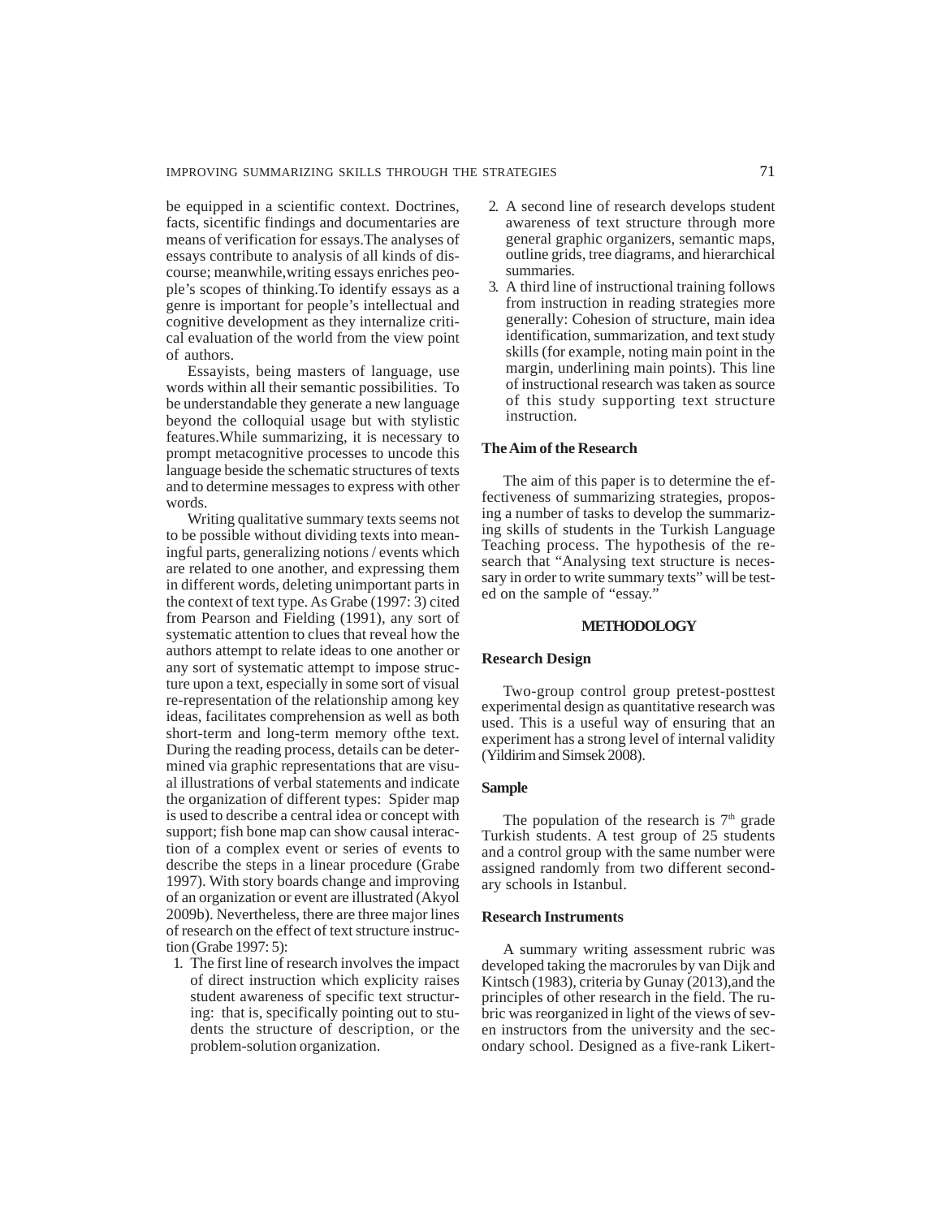be equipped in a scientific context. Doctrines, facts, sicentific findings and documentaries are means of verification for essays.The analyses of essays contribute to analysis of all kinds of discourse; meanwhile,writing essays enriches people's scopes of thinking.To identify essays as a genre is important for people's intellectual and cognitive development as they internalize critical evaluation of the world from the view point of authors.

Essayists, being masters of language, use words within all their semantic possibilities. To be understandable they generate a new language beyond the colloquial usage but with stylistic features.While summarizing, it is necessary to prompt metacognitive processes to uncode this language beside the schematic structures of texts and to determine messages to express with other words.

Writing qualitative summary texts seems not to be possible without dividing texts into meaningful parts, generalizing notions / events which are related to one another, and expressing them in different words, deleting unimportant parts in the context of text type. As Grabe (1997: 3) cited from Pearson and Fielding (1991), any sort of systematic attention to clues that reveal how the authors attempt to relate ideas to one another or any sort of systematic attempt to impose structure upon a text, especially in some sort of visual re-representation of the relationship among key ideas, facilitates comprehension as well as both short-term and long-term memory ofthe text. During the reading process, details can be determined via graphic representations that are visual illustrations of verbal statements and indicate the organization of different types: Spider map is used to describe a central idea or concept with support; fish bone map can show causal interaction of a complex event or series of events to describe the steps in a linear procedure (Grabe 1997). With story boards change and improving of an organization or event are illustrated (Akyol 2009b). Nevertheless, there are three major lines of research on the effect of text structure instruction (Grabe 1997: 5):

1. The first line of research involves the impact of direct instruction which explicity raises student awareness of specific text structuring: that is, specifically pointing out to students the structure of description, or the problem-solution organization.
2. A second line of research develops student awareness of text structure through more general graphic organizers, semantic maps, outline grids, tree diagrams, and hierarchical summaries.
3. A third line of instructional training follows from instruction in reading strategies more generally: Cohesion of structure, main idea identification, summarization, and text study skills (for example, noting main point in the margin, underlining main points). This line of instructional research was taken as source of this study supporting text structure instruction.

### The Aim of the Research

The aim of this paper is to determine the effectiveness of summarizing strategies, proposing a number of tasks to develop the summarizing skills of students in the Turkish Language Teaching process. The hypothesis of the research that "Analysing text structure is necessary in order to write summary texts" will be tested on the sample of "essay."

## METHODOLOGY

### Research Design

Two-group control group pretest-posttest experimental design as quantitative research was used. This is a useful way of ensuring that an experiment has a strong level of internal validity (Yildirim and Simsek 2008).

### Sample

The population of the research is 7th grade Turkish students. A test group of 25 students and a control group with the same number were assigned randomly from two different secondary schools in Istanbul.

### Research Instruments

A summary writing assessment rubric was developed taking the macrorules by van Dijk and Kintsch (1983), criteria by Gunay (2013),and the principles of other research in the field. The rubric was reorganized in light of the views of seven instructors from the university and the secondary school. Designed as a five-rank Likert-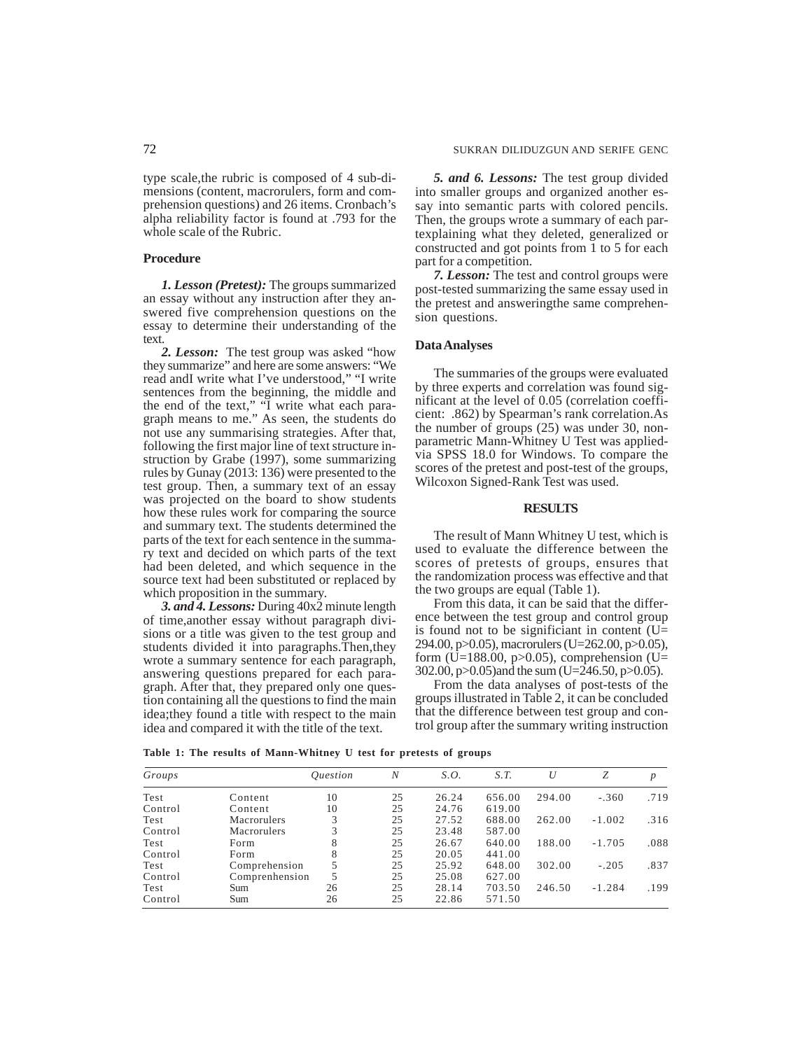type scale,the rubric is composed of 4 sub-dimensions (content, macrorulers, form and comprehension questions) and 26 items. Cronbach's alpha reliability factor is found at .793 for the whole scale of the Rubric.

### Procedure

***1. Lesson (Pretest):*** The groups summarized an essay without any instruction after they answered five comprehension questions on the essay to determine their understanding of the text.

***2. Lesson:*** The test group was asked "how they summarize" and here are some answers: "We read andI write what I've understood," "I write sentences from the beginning, the middle and the end of the text," "I write what each paragraph means to me." As seen, the students do not use any summarising strategies. After that, following the first major line of text structure instruction by Grabe (1997), some summarizing rules by Gunay (2013: 136) were presented to the test group. Then, a summary text of an essay was projected on the board to show students how these rules work for comparing the source and summary text. The students determined the parts of the text for each sentence in the summary text and decided on which parts of the text had been deleted, and which sequence in the source text had been substituted or replaced by which proposition in the summary.

***3. and 4. Lessons:*** During 40x2 minute length of time,another essay without paragraph divisions or a title was given to the test group and students divided it into paragraphs.Then,they wrote a summary sentence for each paragraph, answering questions prepared for each paragraph. After that, they prepared only one question containing all the questions to find the main idea;they found a title with respect to the main idea and compared it with the title of the text.

***5. and 6. Lessons:*** The test group divided into smaller groups and organized another essay into semantic parts with colored pencils. Then, the groups wrote a summary of each partexplaining what they deleted, generalized or constructed and got points from 1 to 5 for each part for a competition.

***7. Lesson:*** The test and control groups were post-tested summarizing the same essay used in the pretest and answeringthe same comprehension questions.

### Data Analyses

The summaries of the groups were evaluated by three experts and correlation was found significant at the level of 0.05 (correlation coefficient: .862) by Spearman's rank correlation.As the number of groups (25) was under 30, non-parametric Mann-Whitney U Test was applied-via SPSS 18.0 for Windows. To compare the scores of the pretest and post-test of the groups, Wilcoxon Signed-Rank Test was used.

## RESULTS

The result of Mann Whitney U test, which is used to evaluate the difference between the scores of pretests of groups, ensures that the randomization process was effective and that the two groups are equal (Table 1).

From this data, it can be said that the difference between the test group and control group is found not to be significiant in content (U= 294.00, $p>0.05$), macrorulers (U=262.00, $p>0.05$), form (U=188.00, $p>0.05$), comprehension (U= 302.00, $p>0.05$)and the sum (U=246.50, $p>0.05$).

From the data analyses of post-tests of the groups illustrated in Table 2, it can be concluded that the difference between test group and control group after the summary writing instruction

**Table 1: The results of Mann-Whitney U test for pretests of groups**

| *Groups* | | *Question* | *N* | *S.O.* | *S.T.* | *U* | *Z* | *p* |
|---|---|---|---|---|---|---|---|---|
| Test | Content | 10 | 25 | 26.24 | 656.00 | 294.00 | -.360 | .719 |
| Control | Content | 10 | 25 | 24.76 | 619.00 | | | |
| Test | Macrorulers | 3 | 25 | 27.52 | 688.00 | 262.00 | -1.002 | .316 |
| Control | Macrorulers | 3 | 25 | 23.48 | 587.00 | | | |
| Test | Form | 8 | 25 | 26.67 | 640.00 | 188.00 | -1.705 | .088 |
| Control | Form | 8 | 25 | 20.05 | 441.00 | | | |
| Test | Comprehension | 5 | 25 | 25.92 | 648.00 | 302.00 | -.205 | .837 |
| Control | Comprenhension | 5 | 25 | 25.08 | 627.00 | | | |
| Test | Sum | 26 | 25 | 28.14 | 703.50 | 246.50 | -1.284 | .199 |
| Control | Sum | 26 | 25 | 22.86 | 571.50 | | | |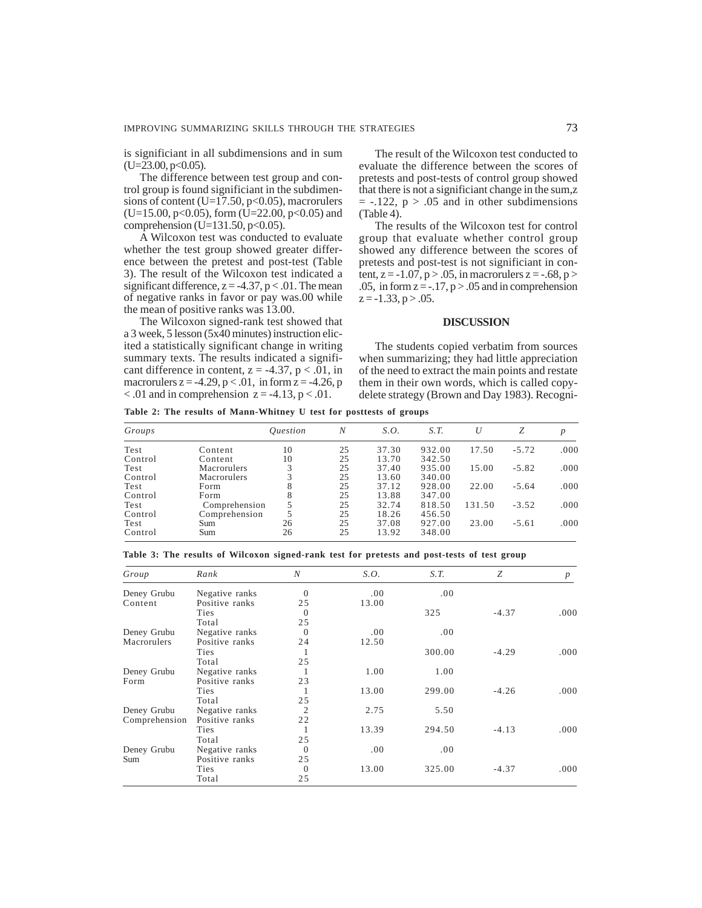is significiant in all subdimensions and in sum (U=23.00, p<0.05).

The difference between test group and control group is found significiant in the subdimensions of content (U=17.50, p<0.05), macrorulers (U=15.00, p<0.05), form (U=22.00, p<0.05) and comprehension (U=131.50, p<0.05).

A Wilcoxon test was conducted to evaluate whether the test group showed greater difference between the pretest and post-test (Table 3). The result of the Wilcoxon test indicated a significant difference, $z = -4.37$, $p < .01$. The mean of negative ranks in favor or pay was.00 while the mean of positive ranks was 13.00.

The Wilcoxon signed-rank test showed that a 3 week, 5 lesson (5x40 minutes) instruction elicited a statistically significant change in writing summary texts. The results indicated a significant difference in content, $z = -4.37$, $p < .01$, in macrorulers $z = -4.29$, $p < .01$, in form $z = -4.26$, $p < .01$ and in comprehension $z = -4.13$, $p < .01$.

The result of the Wilcoxon test conducted to evaluate the difference between the scores of pretests and post-tests of control group showed that there is not a significiant change in the sum,$z = -.122$, $p > .05$ and in other subdimensions (Table 4).

The results of the Wilcoxon test for control group that evaluate whether control group showed any difference between the scores of pretests and post-test is not significiant in content, $z = -1.07$, $p > .05$, in macrorulers $z = -.68$, $p > .05$, in form $z = -.17$, $p > .05$ and in comprehension $z = -1.33$, $p > .05$.

## DISCUSSION

The students copied verbatim from sources when summarizing; they had little appreciation of the need to extract the main points and restate them in their own words, which is called copy-delete strategy (Brown and Day 1983). Recogni-

**Table 2: The results of Mann-Whitney U test for posttests of groups**

| *Groups* | | *Question* | *N* | *S.O.* | *S.T.* | *U* | *Z* | *p* |
|---|---|---|---|---|---|---|---|---|
| Test | Content | 10 | 25 | 37.30 | 932.00 | 17.50 | -5.72 | .000 |
| Control | Content | 10 | 25 | 13.70 | 342.50 | | | |
| Test | Macrorulers | 3 | 25 | 37.40 | 935.00 | 15.00 | -5.82 | .000 |
| Control | Macrorulers | 3 | 25 | 13.60 | 340.00 | | | |
| Test | Form | 8 | 25 | 37.12 | 928.00 | 22.00 | -5.64 | .000 |
| Control | Form | 8 | 25 | 13.88 | 347.00 | | | |
| Test | Comprehension | 5 | 25 | 32.74 | 818.50 | 131.50 | -3.52 | .000 |
| Control | Comprehension | 5 | 25 | 18.26 | 456.50 | | | |
| Test | Sum | 26 | 25 | 37.08 | 927.00 | 23.00 | -5.61 | .000 |
| Control | Sum | 26 | 25 | 13.92 | 348.00 | | | |

**Table 3: The results of Wilcoxon signed-rank test for pretests and post-tests of test group**

| *Group* | *Rank* | *N* | *S.O.* | *S.T.* | *Z* | *p* |
|---|---|---|---|---|---|---|
| Deney Grubu | Negative ranks | 0 | .00 | .00 | | |
| Content | Positive ranks | 25 | 13.00 | | | |
| | Ties | 0 | | 325 | -4.37 | .000 |
| | Total | 25 | | | | |
| Deney Grubu | Negative ranks | 0 | .00 | .00 | | |
| Macrorulers | Positive ranks | 24 | 12.50 | | | |
| | Ties | 1 | | 300.00 | -4.29 | .000 |
| | Total | 25 | | | | |
| Deney Grubu | Negative ranks | 1 | 1.00 | 1.00 | | |
| Form | Positive ranks | 23 | | | | |
| | Ties | 1 | 13.00 | 299.00 | -4.26 | .000 |
| | Total | 25 | | | | |
| Deney Grubu | Negative ranks | 2 | 2.75 | 5.50 | | |
| Comprehension | Positive ranks | 22 | | | | |
| | Ties | 1 | 13.39 | 294.50 | -4.13 | .000 |
| | Total | 25 | | | | |
| Deney Grubu | Negative ranks | 0 | .00 | .00 | | |
| Sum | Positive ranks | 25 | | | | |
| | Ties | 0 | 13.00 | 325.00 | -4.37 | .000 |
| | Total | 25 | | | | |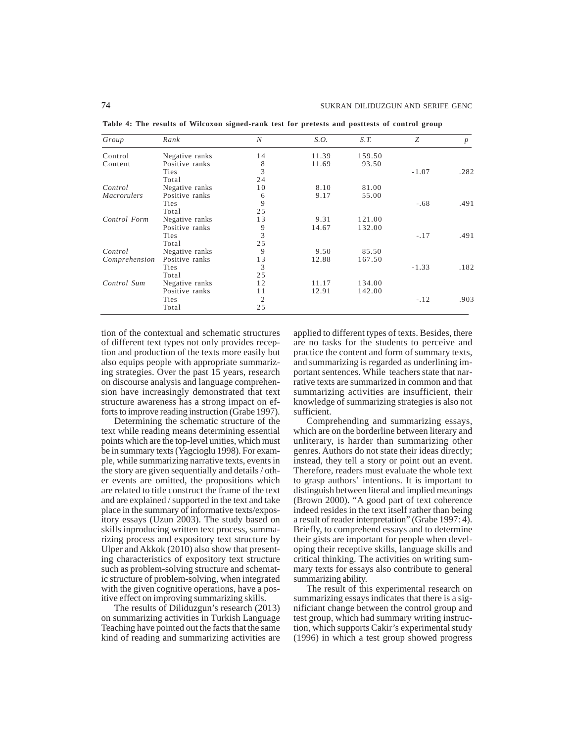**Table 4: The results of Wilcoxon signed-rank test for pretests and posttests of control group**

| *Group* | *Rank* | *N* | *S.O.* | *S.T.* | *Z* | *p* |
|---|---|---|---|---|---|---|
| Control | Negative ranks | 14 | 11.39 | 159.50 | | |
| Content | Positive ranks | 8 | 11.69 | 93.50 | | |
| | Ties | 3 | | | -1.07 | .282 |
| | Total | 24 | | | | |
| *Control* | Negative ranks | 10 | 8.10 | 81.00 | | |
| *Macrorulers* | Positive ranks | 6 | 9.17 | 55.00 | | |
| | Ties | 9 | | | -.68 | .491 |
| | Total | 25 | | | | |
| *Control Form* | Negative ranks | 13 | 9.31 | 121.00 | | |
| | Positive ranks | 9 | 14.67 | 132.00 | | |
| | Ties | 3 | | | -.17 | .491 |
| | Total | 25 | | | | |
| *Control* | Negative ranks | 9 | 9.50 | 85.50 | | |
| *Comprehension* | Positive ranks | 13 | 12.88 | 167.50 | | |
| | Ties | 3 | | | -1.33 | .182 |
| | Total | 25 | | | | |
| *Control Sum* | Negative ranks | 12 | 11.17 | 134.00 | | |
| | Positive ranks | 11 | 12.91 | 142.00 | | |
| | Ties | 2 | | | -.12 | .903 |
| | Total | 25 | | | | |

tion of the contextual and schematic structures of different text types not only provides reception and production of the texts more easily but also equips people with appropriate summarizing strategies. Over the past 15 years, research on discourse analysis and language comprehension have increasingly demonstrated that text structure awareness has a strong impact on efforts to improve reading instruction (Grabe 1997).

Determining the schematic structure of the text while reading means determining essential points which are the top-level unities, which must be in summary texts (Yagcioglu 1998). For example, while summarizing narrative texts, events in the story are given sequentially and details / other events are omitted, the propositions which are related to title construct the frame of the text and are explained / supported in the text and take place in the summary of informative texts/expository essays (Uzun 2003). The study based on skills inproducing written text process, summarizing process and expository text structure by Ulper and Akkok (2010) also show that presenting characteristics of expository text structure such as problem-solving structure and schematic structure of problem-solving, when integrated with the given cognitive operations, have a positive effect on improving summarizing skills.

The results of Diliduzgun's research (2013) on summarizing activities in Turkish Language Teaching have pointed out the facts that the same kind of reading and summarizing activities are applied to different types of texts. Besides, there are no tasks for the students to perceive and practice the content and form of summary texts, and summarizing is regarded as underlining important sentences. While teachers state that narrative texts are summarized in common and that summarizing activities are insufficient, their knowledge of summarizing strategies is also not sufficient.

Comprehending and summarizing essays, which are on the borderline between literary and unliterary, is harder than summarizing other genres. Authors do not state their ideas directly; instead, they tell a story or point out an event. Therefore, readers must evaluate the whole text to grasp authors' intentions. It is important to distinguish between literal and implied meanings (Brown 2000). "A good part of text coherence indeed resides in the text itself rather than being a result of reader interpretation" (Grabe 1997: 4). Briefly, to comprehend essays and to determine their gists are important for people when developing their receptive skills, language skills and critical thinking. The activities on writing summary texts for essays also contribute to general summarizing ability.

The result of this experimental research on summarizing essays indicates that there is a signifiant change between the control group and test group, which had summary writing instruction, which supports Cakir's experimental study (1996) in which a test group showed progress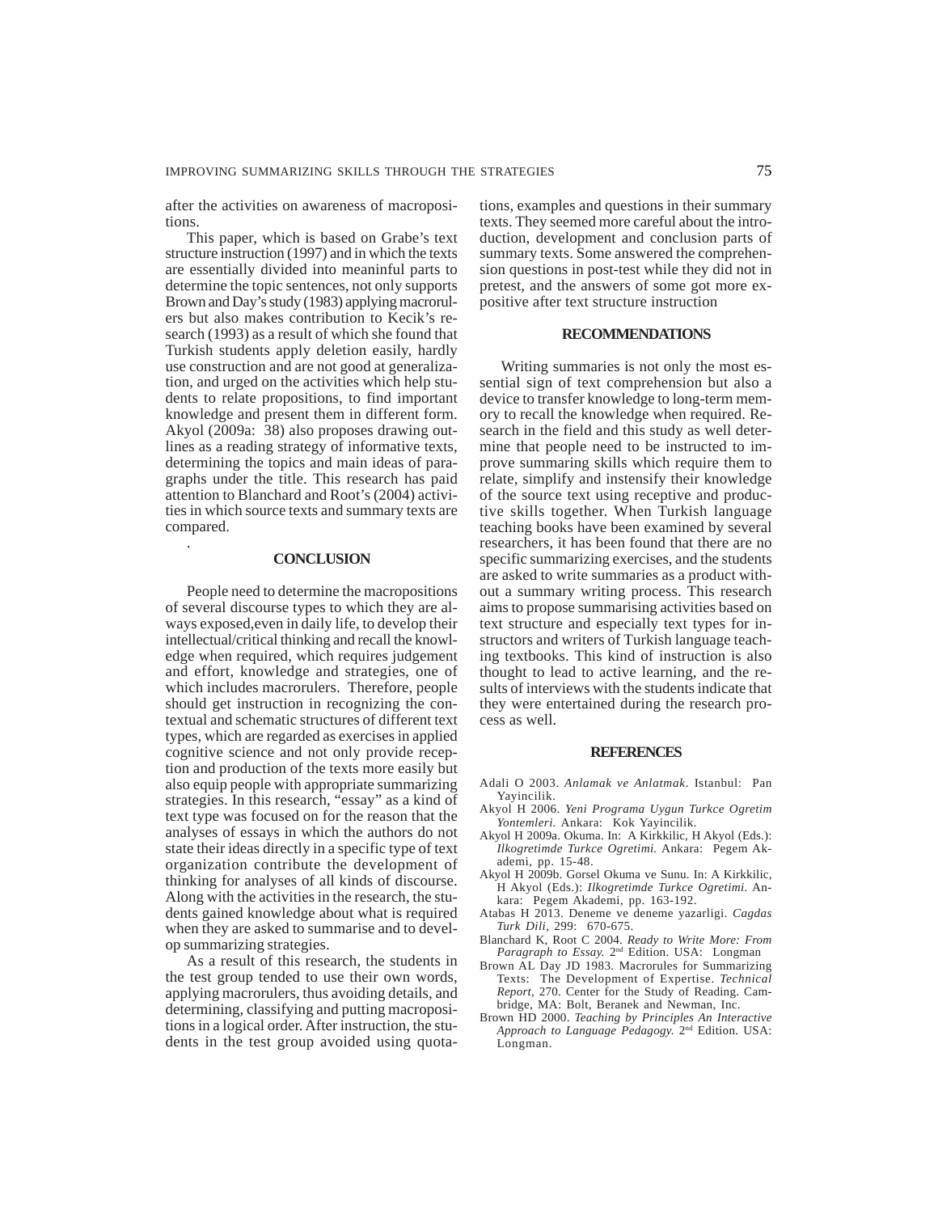after the activities on awareness of macropositions.

This paper, which is based on Grabe's text structure instruction (1997) and in which the texts are essentially divided into meaninful parts to determine the topic sentences, not only supports Brown and Day's study (1983) applying macrorulers but also makes contribution to Kecik's research (1993) as a result of which she found that Turkish students apply deletion easily, hardly use construction and are not good at generalization, and urged on the activities which help students to relate propositions, to find important knowledge and present them in different form. Akyol (2009a: 38) also proposes drawing outlines as a reading strategy of informative texts, determining the topics and main ideas of paragraphs under the title. This research has paid attention to Blanchard and Root's (2004) activities in which source texts and summary texts are compared.

.

## CONCLUSION

People need to determine the macropositions of several discourse types to which they are always exposed,even in daily life, to develop their intellectual/critical thinking and recall the knowledge when required, which requires judgement and effort, knowledge and strategies, one of which includes macrorulers. Therefore, people should get instruction in recognizing the contextual and schematic structures of different text types, which are regarded as exercises in applied cognitive science and not only provide reception and production of the texts more easily but also equip people with appropriate summarizing strategies. In this research, "essay" as a kind of text type was focused on for the reason that the analyses of essays in which the authors do not state their ideas directly in a specific type of text organization contribute the development of thinking for analyses of all kinds of discourse. Along with the activities in the research, the students gained knowledge about what is required when they are asked to summarise and to develop summarizing strategies.

As a result of this research, the students in the test group tended to use their own words, applying macrorulers, thus avoiding details, and determining, classifying and putting macropositions in a logical order. After instruction, the students in the test group avoided using quotations, examples and questions in their summary texts. They seemed more careful about the introduction, development and conclusion parts of summary texts. Some answered the comprehension questions in post-test while they did not in pretest, and the answers of some got more expositive after text structure instruction

## RECOMMENDATIONS

Writing summaries is not only the most essential sign of text comprehension but also a device to transfer knowledge to long-term memory to recall the knowledge when required. Research in the field and this study as well determine that people need to be instructed to improve summaring skills which require them to relate, simplify and instensify their knowledge of the source text using receptive and productive skills together. When Turkish language teaching books have been examined by several researchers, it has been found that there are no specific summarizing exercises, and the students are asked to write summaries as a product without a summary writing process. This research aims to propose summarising activities based on text structure and especially text types for instructors and writers of Turkish language teaching textbooks. This kind of instruction is also thought to lead to active learning, and the results of interviews with the students indicate that they were entertained during the research process as well.

## REFERENCES

Adali O 2003. *Anlamak ve Anlatmak*. Istanbul: Pan Yayincilik.

Akyol H 2006. *Yeni Programa Uygun Turkce Ogretim Yontemleri.* Ankara: Kok Yayincilik.

Akyol H 2009a. Okuma. In: A Kirkkilic, H Akyol (Eds.): *Ilkogretimde Turkce Ogretimi.* Ankara: Pegem Akademi, pp. 15-48.

Akyol H 2009b. Gorsel Okuma ve Sunu. In: A Kirkkilic, H Akyol (Eds.): *Ilkogretimde Turkce Ogretimi*. Ankara: Pegem Akademi, pp. 163-192.

Atabas H 2013. Deneme ve deneme yazarligi. *Cagdas Turk Dili*, 299: 670-675.

Blanchard K, Root C 2004. *Ready to Write More: From Paragraph to Essay.* 2nd Edition. USA: Longman

Brown AL Day JD 1983. Macrorules for Summarizing Texts: The Development of Expertise. *Technical Report*, 270. Center for the Study of Reading. Cambridge, MA: Bolt, Beranek and Newman, Inc.

Brown HD 2000. *Teaching by Principles An Interactive Approach to Language Pedagogy.* 2nd Edition. USA: Longman.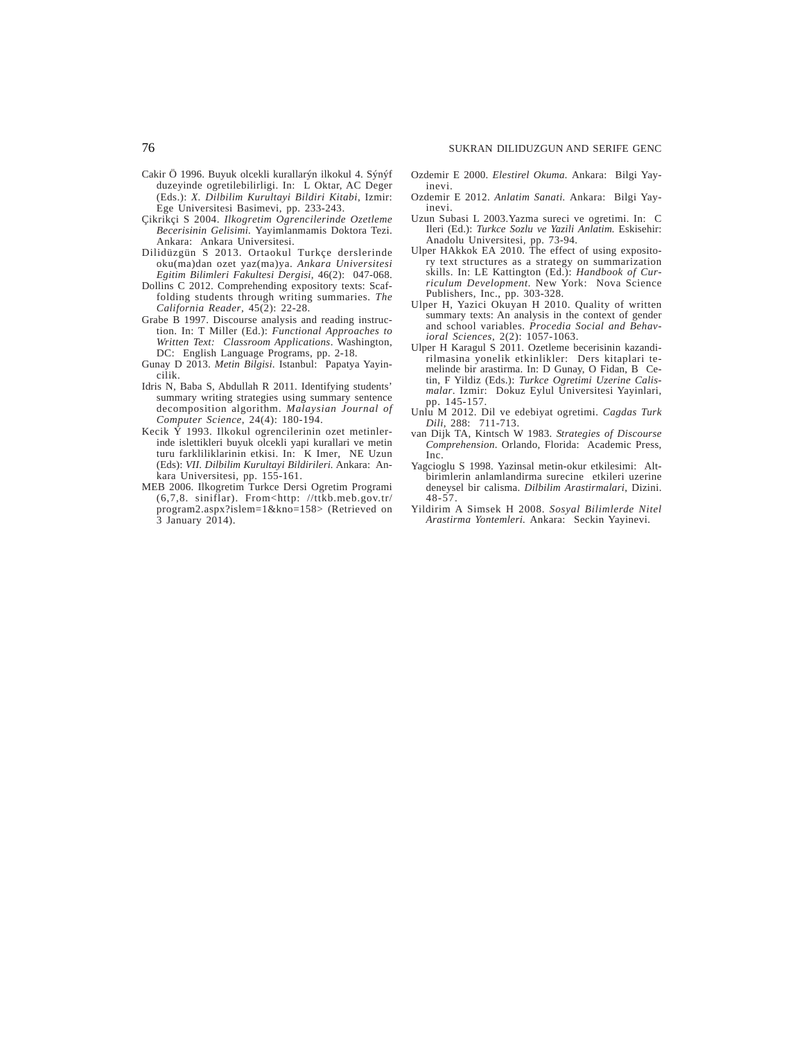Cakir Ö 1996. Buyuk olcekli kurallarýn ilkokul 4. Sýnýf duzeyinde ogretilebilirligi. In: L Oktar, AC Deger (Eds.): *X. Dilbilim Kurultayi Bildiri Kitabi*, Izmir: Ege Universitesi Basimevi, pp. 233-243.

Çikrikçi S 2004. *Ilkogretim Ogrencilerinde Ozetleme Becerisinin Gelisimi.* Yayimlanmamis Doktora Tezi. Ankara: Ankara Universitesi.

Dilidüzgün S 2013. Ortaokul Turkçe derslerinde oku(ma)dan ozet yaz(ma)ya. *Ankara Universitesi Egitim Bilimleri Fakultesi Dergisi*, 46(2): 047-068.

Dollins C 2012. Comprehending expository texts: Scaffolding students through writing summaries. *The California Reader*, 45(2): 22-28.

Grabe B 1997. Discourse analysis and reading instruction. In: T Miller (Ed.): *Functional Approaches to Written Text: Classroom Applications*. Washington, DC: English Language Programs, pp. 2-18.

Gunay D 2013. *Metin Bilgisi.* Istanbul: Papatya Yayincilik.

Idris N, Baba S, Abdullah R 2011. Identifying students' summary writing strategies using summary sentence decomposition algorithm. *Malaysian Journal of Computer Science*, 24(4): 180-194.

Kecik Y 1993. Ilkokul ogrencilerinin ozet metinlerinde islettikleri buyuk olcekli yapi kurallari ve metin turu farkliliklarinin etkisi. In: K Imer, NE Uzun (Eds): *VII. Dilbilim Kurultayi Bildirileri.* Ankara: Ankara Universitesi, pp. 155-161.

MEB 2006. Ilkogretim Turkce Dersi Ogretim Programi (6,7,8. siniflar). From<http: //ttkb.meb.gov.tr/program2.aspx?islem=1&kno=158> (Retrieved on 3 January 2014).

Ozdemir E 2000. *Elestirel Okuma.* Ankara: Bilgi Yayinevi.

Ozdemir E 2012. *Anlatim Sanati.* Ankara: Bilgi Yayinevi.

Uzun Subasi L 2003.Yazma sureci ve ogretimi. In: C Ileri (Ed.): *Turkce Sozlu ve Yazili Anlatim.* Eskisehir: Anadolu Universitesi, pp. 73-94.

Ulper HAkkok EA 2010. The effect of using expository text structures as a strategy on summarization skills. In: LE Kattington (Ed.): *Handbook of Curriculum Development*. New York: Nova Science Publishers, Inc., pp. 303-328.

Ulper H, Yazici Okuyan H 2010. Quality of written summary texts: An analysis in the context of gender and school variables. *Procedia Social and Behavioral Sciences*, 2(2): 1057-1063.

Ulper H Karagul S 2011. Ozetleme becerisinin kazandirilmasina yonelik etkinlikler: Ders kitaplari temelinde bir arastirma. In: D Gunay, O Fidan, B Cetin, F Yildiz (Eds.): *Turkce Ogretimi Uzerine Calismalar*. Izmir: Dokuz Eylul Universitesi Yayinlari, pp. 145-157.

Unlu M 2012. Dil ve edebiyat ogretimi. *Cagdas Turk Dili*, 288: 711-713.

van Dijk TA, Kintsch W 1983. *Strategies of Discourse Comprehension*. Orlando, Florida: Academic Press, Inc.

Yagcioglu S 1998. Yazinsal metin-okur etkilesimi: Altbirimlerin anlamlandirma surecine etkileri uzerine deneysel bir calisma. *Dilbilim Arastirmalari*, Dizini. 48-57.

Yildirim A Simsek H 2008. *Sosyal Bilimlerde Nitel Arastirma Yontemleri.* Ankara: Seckin Yayinevi.